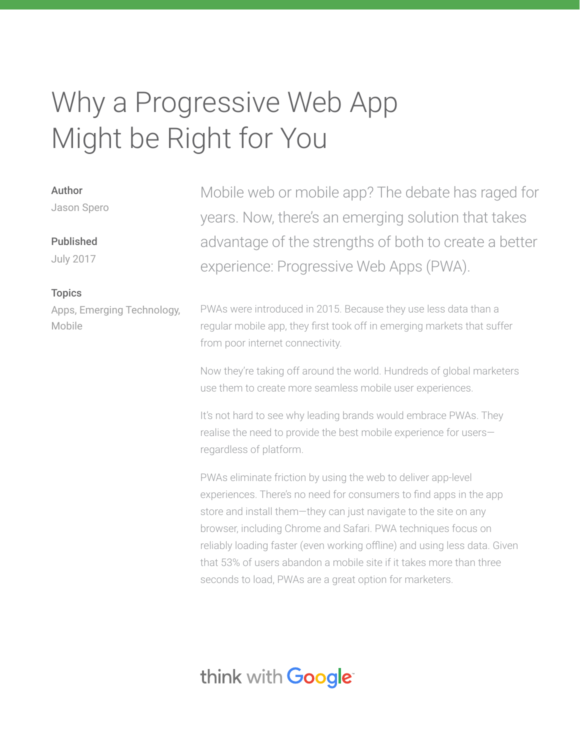# Why a Progressive Web App Might be Right for You

**Author**
Jason Spero

**Published**
July 2017

**Topics**
Apps, Emerging Technology, Mobile

Mobile web or mobile app? The debate has raged for years. Now, there's an emerging solution that takes advantage of the strengths of both to create a better experience: Progressive Web Apps (PWA).

PWAs were introduced in 2015. Because they use less data than a regular mobile app, they first took off in emerging markets that suffer from poor internet connectivity.

Now they're taking off around the world. Hundreds of global marketers use them to create more seamless mobile user experiences.

It's not hard to see why leading brands would embrace PWAs. They realise the need to provide the best mobile experience for users—regardless of platform.

PWAs eliminate friction by using the web to deliver app-level experiences. There's no need for consumers to find apps in the app store and install them—they can just navigate to the site on any browser, including Chrome and Safari. PWA techniques focus on reliably loading faster (even working offline) and using less data. Given that 53% of users abandon a mobile site if it takes more than three seconds to load, PWAs are a great option for marketers.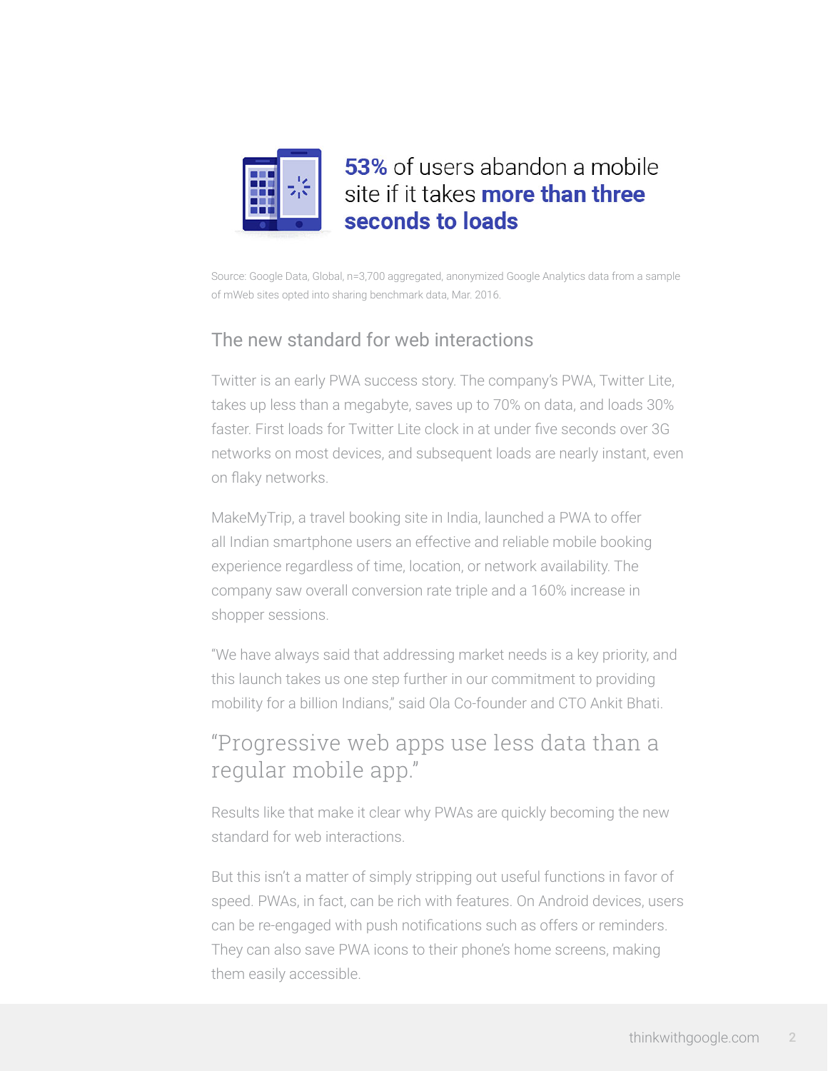**53%** of users abandon a mobile site if it takes **more than three seconds to loads**

Source: Google Data, Global, n=3,700 aggregated, anonymized Google Analytics data from a sample of mWeb sites opted into sharing benchmark data, Mar. 2016.

## The new standard for web interactions

Twitter is an early PWA success story. The company's PWA, Twitter Lite, takes up less than a megabyte, saves up to 70% on data, and loads 30% faster. First loads for Twitter Lite clock in at under five seconds over 3G networks on most devices, and subsequent loads are nearly instant, even on flaky networks.

MakeMyTrip, a travel booking site in India, launched a PWA to offer all Indian smartphone users an effective and reliable mobile booking experience regardless of time, location, or network availability. The company saw overall conversion rate triple and a 160% increase in shopper sessions.

"We have always said that addressing market needs is a key priority, and this launch takes us one step further in our commitment to providing mobility for a billion Indians," said Ola Co-founder and CTO Ankit Bhati.

> "Progressive web apps use less data than a regular mobile app."

Results like that make it clear why PWAs are quickly becoming the new standard for web interactions.

But this isn't a matter of simply stripping out useful functions in favor of speed. PWAs, in fact, can be rich with features. On Android devices, users can be re-engaged with push notifications such as offers or reminders. They can also save PWA icons to their phone's home screens, making them easily accessible.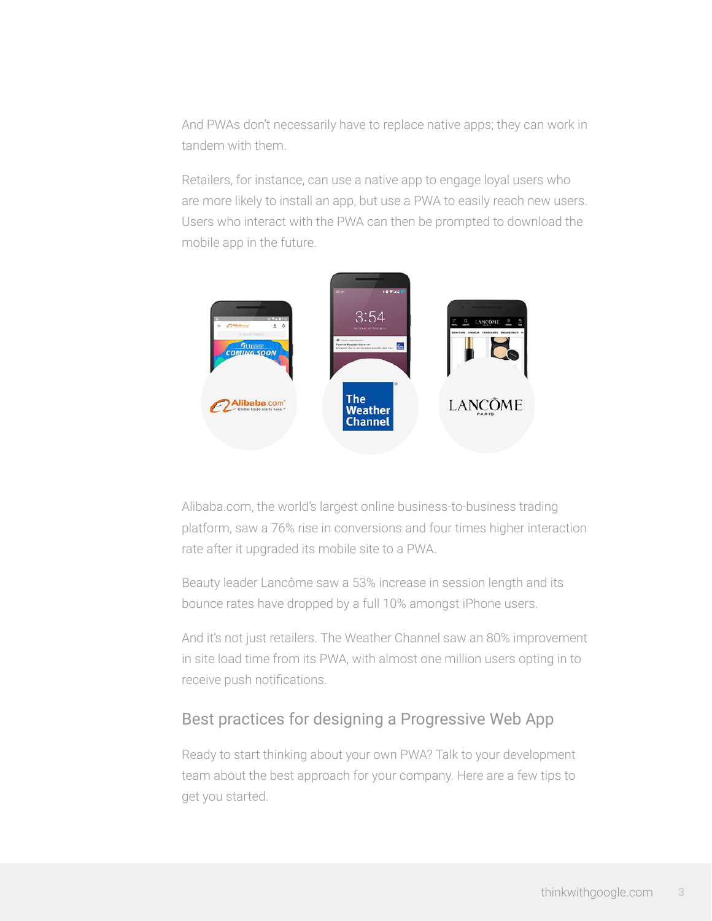And PWAs don't necessarily have to replace native apps; they can work in tandem with them.

Retailers, for instance, can use a native app to engage loyal users who are more likely to install an app, but use a PWA to easily reach new users. Users who interact with the PWA can then be prompted to download the mobile app in the future.

Alibaba.com, the world's largest online business-to-business trading platform, saw a 76% rise in conversions and four times higher interaction rate after it upgraded its mobile site to a PWA.

Beauty leader Lancôme saw a 53% increase in session length and its bounce rates have dropped by a full 10% amongst iPhone users.

And it's not just retailers. The Weather Channel saw an 80% improvement in site load time from its PWA, with almost one million users opting in to receive push notifications.

## Best practices for designing a Progressive Web App

Ready to start thinking about your own PWA? Talk to your development team about the best approach for your company. Here are a few tips to get you started.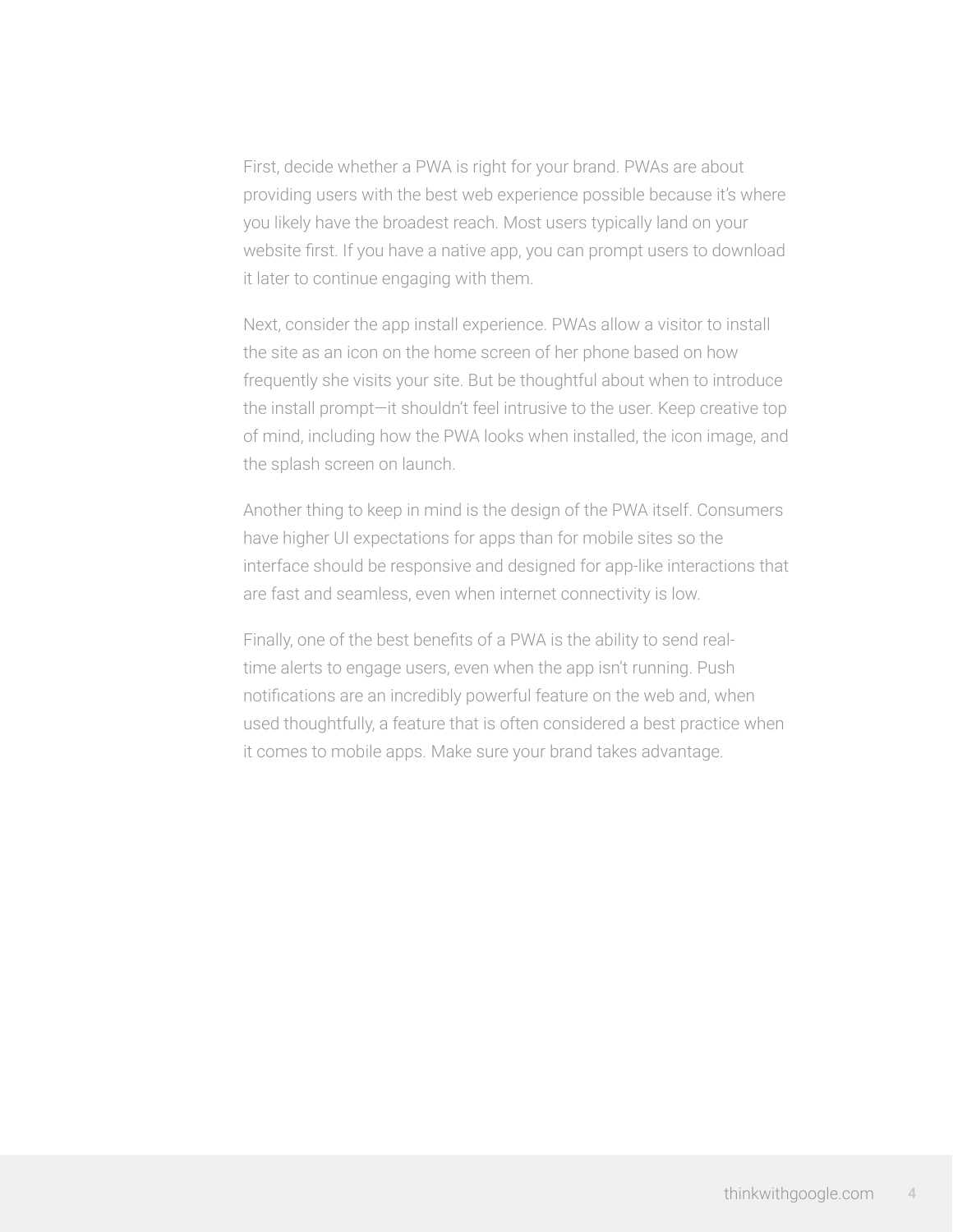First, decide whether a PWA is right for your brand. PWAs are about providing users with the best web experience possible because it's where you likely have the broadest reach. Most users typically land on your website first. If you have a native app, you can prompt users to download it later to continue engaging with them.

Next, consider the app install experience. PWAs allow a visitor to install the site as an icon on the home screen of her phone based on how frequently she visits your site. But be thoughtful about when to introduce the install prompt—it shouldn't feel intrusive to the user. Keep creative top of mind, including how the PWA looks when installed, the icon image, and the splash screen on launch.

Another thing to keep in mind is the design of the PWA itself. Consumers have higher UI expectations for apps than for mobile sites so the interface should be responsive and designed for app-like interactions that are fast and seamless, even when internet connectivity is low.

Finally, one of the best benefits of a PWA is the ability to send real-time alerts to engage users, even when the app isn't running. Push notifications are an incredibly powerful feature on the web and, when used thoughtfully, a feature that is often considered a best practice when it comes to mobile apps. Make sure your brand takes advantage.